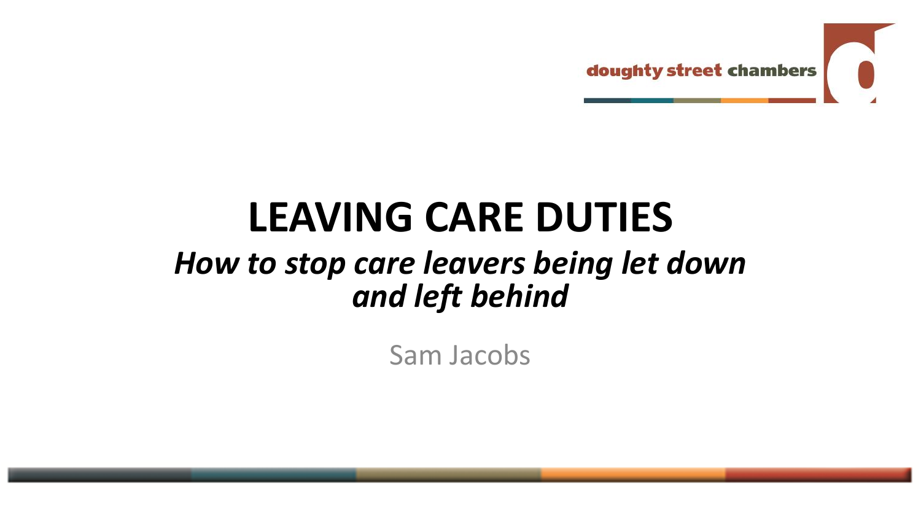doughty street chambers

# LEAVING CARE DUTIES

## *How to stop care leavers being let down and left behind*

Sam Jacobs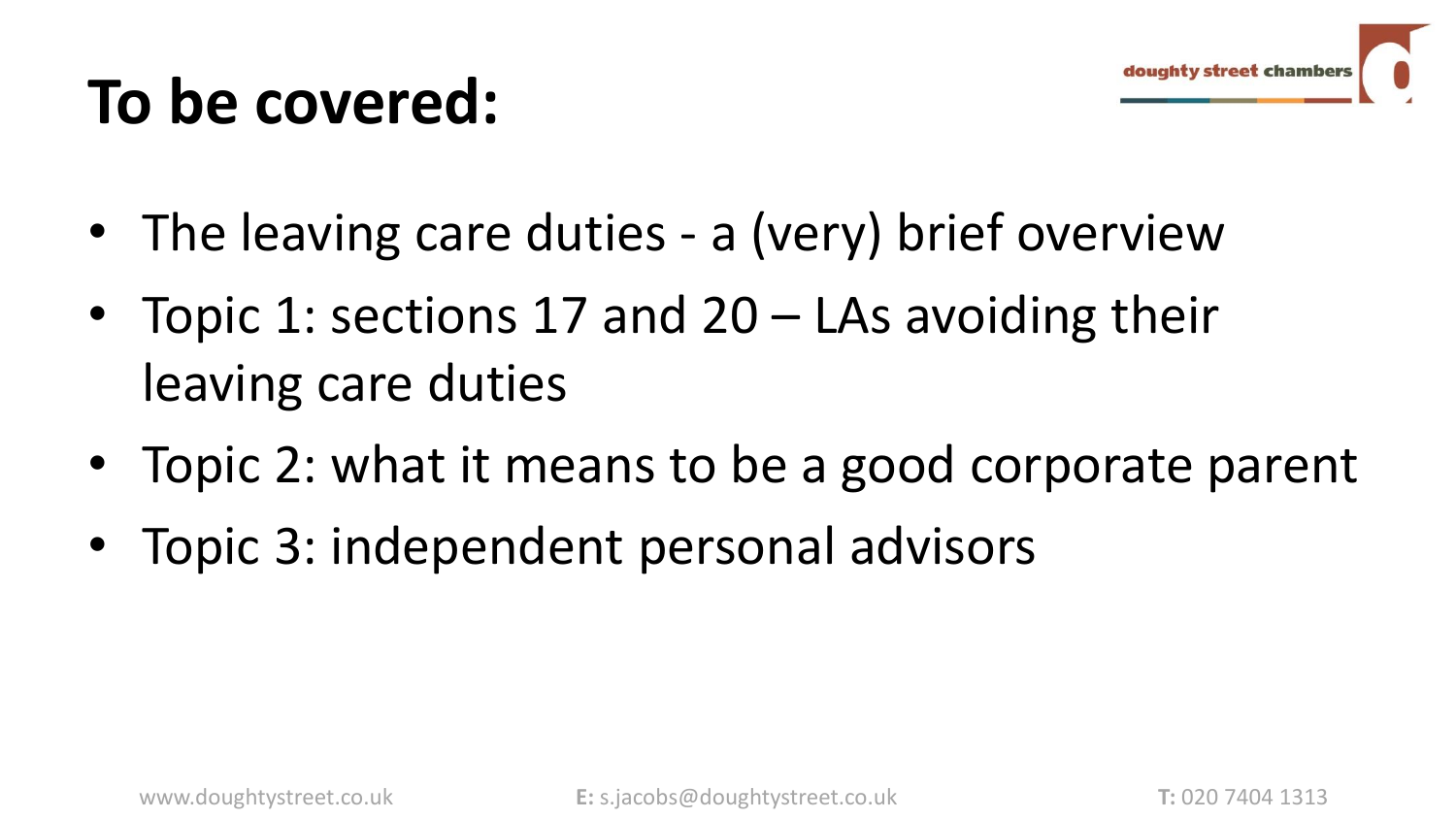# To be covered:

- The leaving care duties - a (very) brief overview
- Topic 1: sections 17 and 20 – LAs avoiding their leaving care duties
- Topic 2: what it means to be a good corporate parent
- Topic 3: independent personal advisors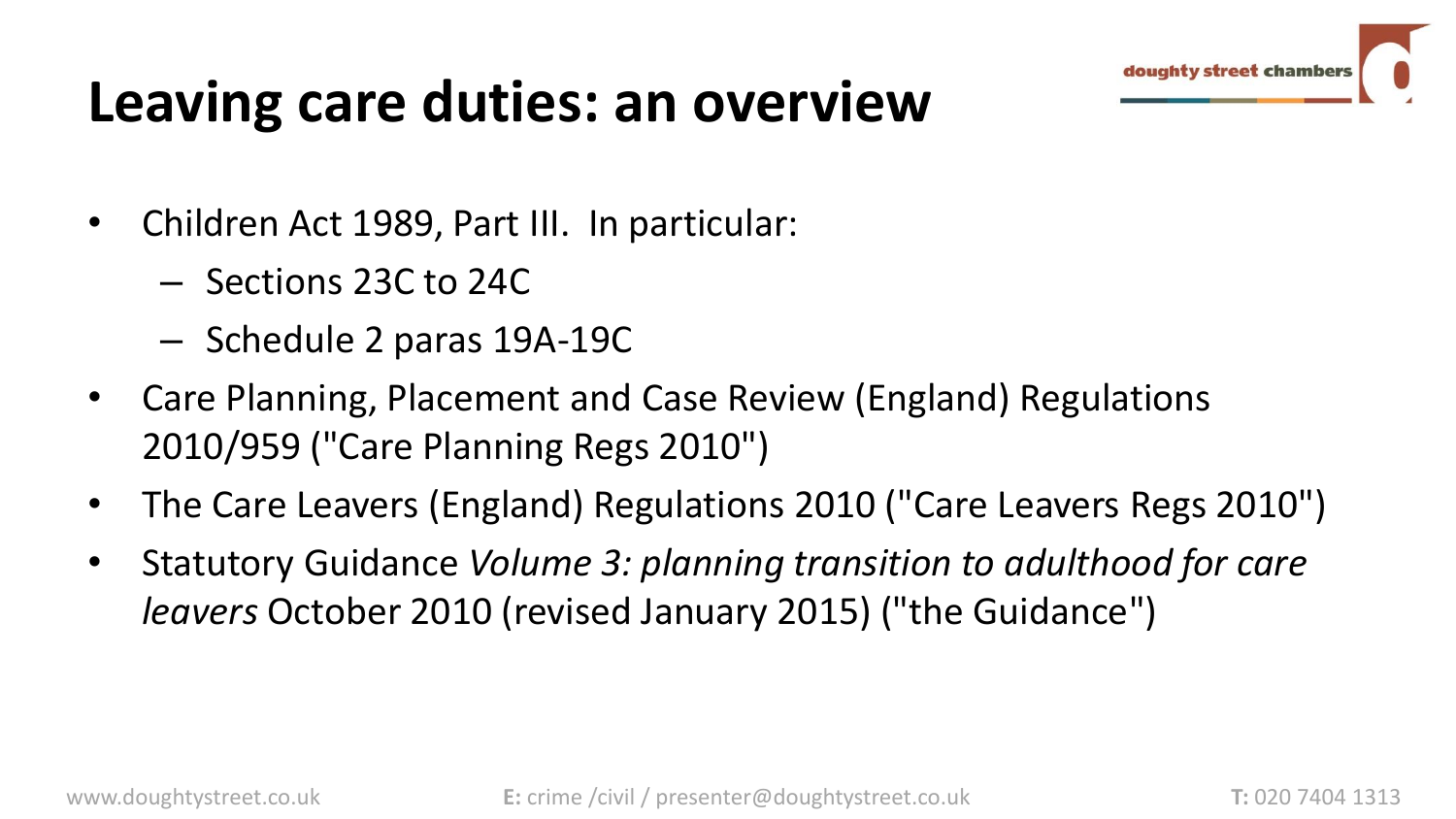# Leaving care duties: an overview

- Children Act 1989, Part III. In particular:
  - Sections 23C to 24C
  - Schedule 2 paras 19A-19C
- Care Planning, Placement and Case Review (England) Regulations 2010/959 ("Care Planning Regs 2010")
- The Care Leavers (England) Regulations 2010 ("Care Leavers Regs 2010")
- Statutory Guidance *Volume 3: planning transition to adulthood for care leavers* October 2010 (revised January 2015) ("the Guidance")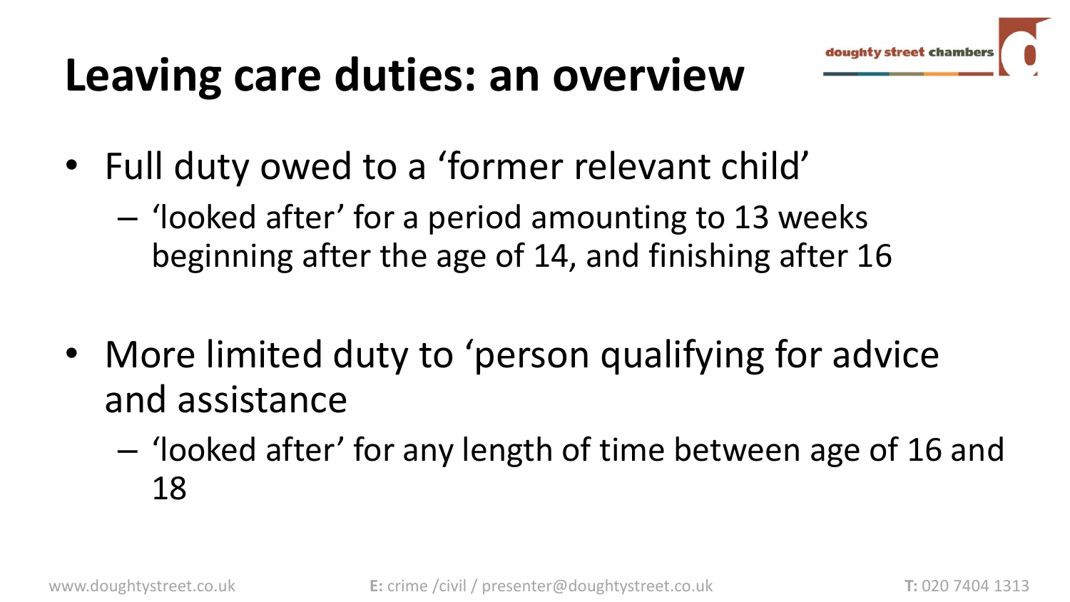# Leaving care duties: an overview

- Full duty owed to a 'former relevant child'
  - 'looked after' for a period amounting to 13 weeks beginning after the age of 14, and finishing after 16

- More limited duty to 'person qualifying for advice and assistance
  - 'looked after' for any length of time between age of 16 and 18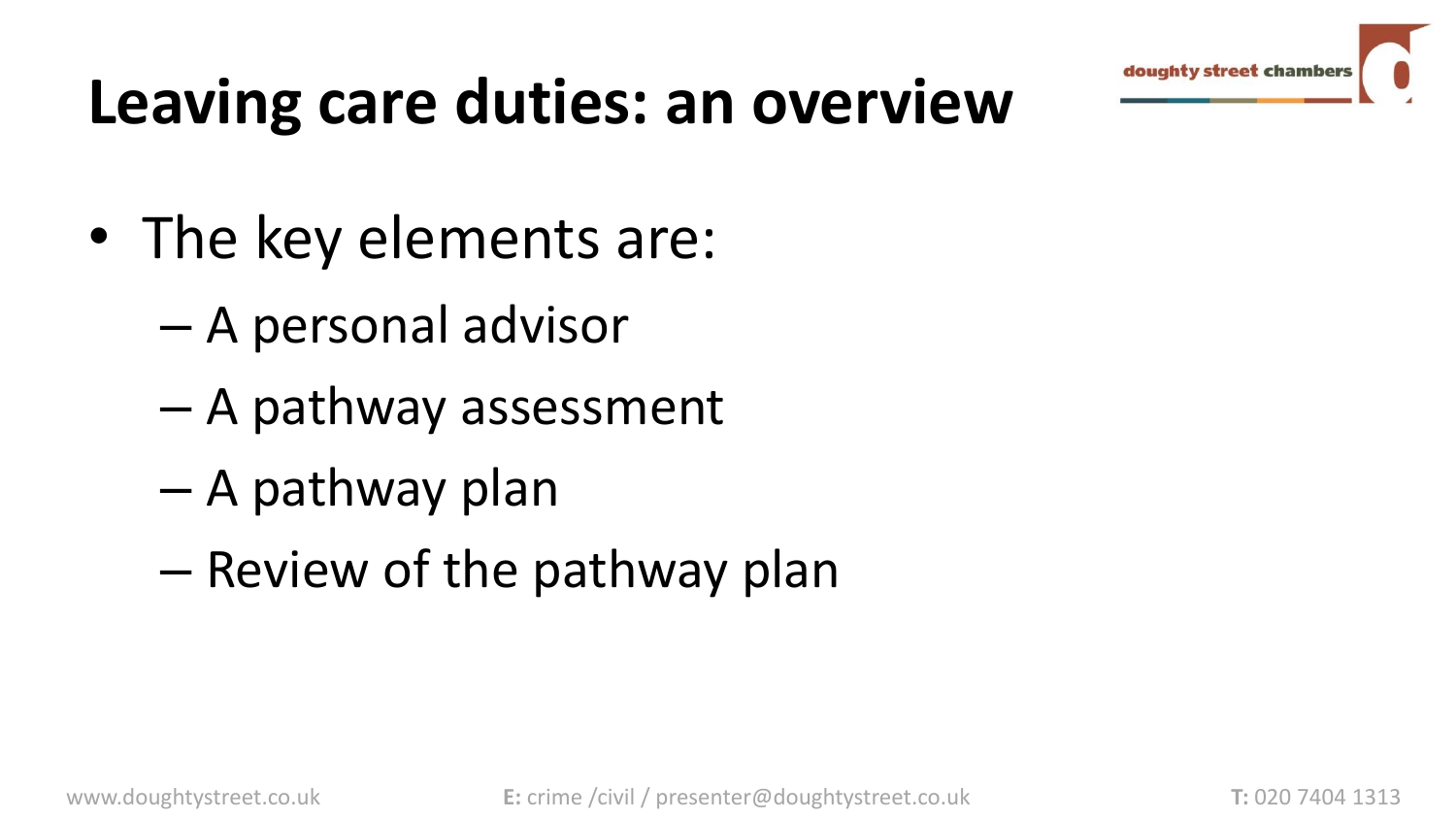# Leaving care duties: an overview

- The key elements are:
  - A personal advisor
  - A pathway assessment
  - A pathway plan
  - Review of the pathway plan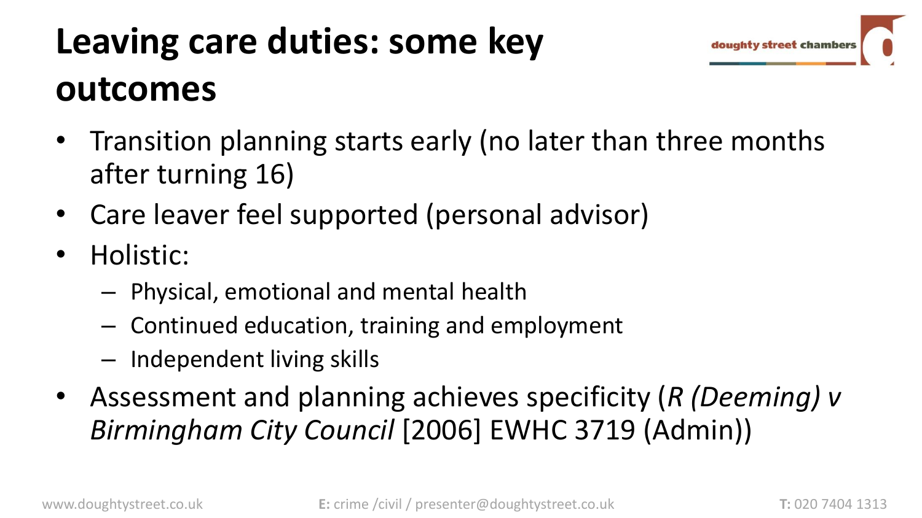# Leaving care duties: some key outcomes

- Transition planning starts early (no later than three months after turning 16)
- Care leaver feel supported (personal advisor)
- Holistic:
  - Physical, emotional and mental health
  - Continued education, training and employment
  - Independent living skills
- Assessment and planning achieves specificity (*R (Deeming) v Birmingham City Council* [2006] EWHC 3719 (Admin))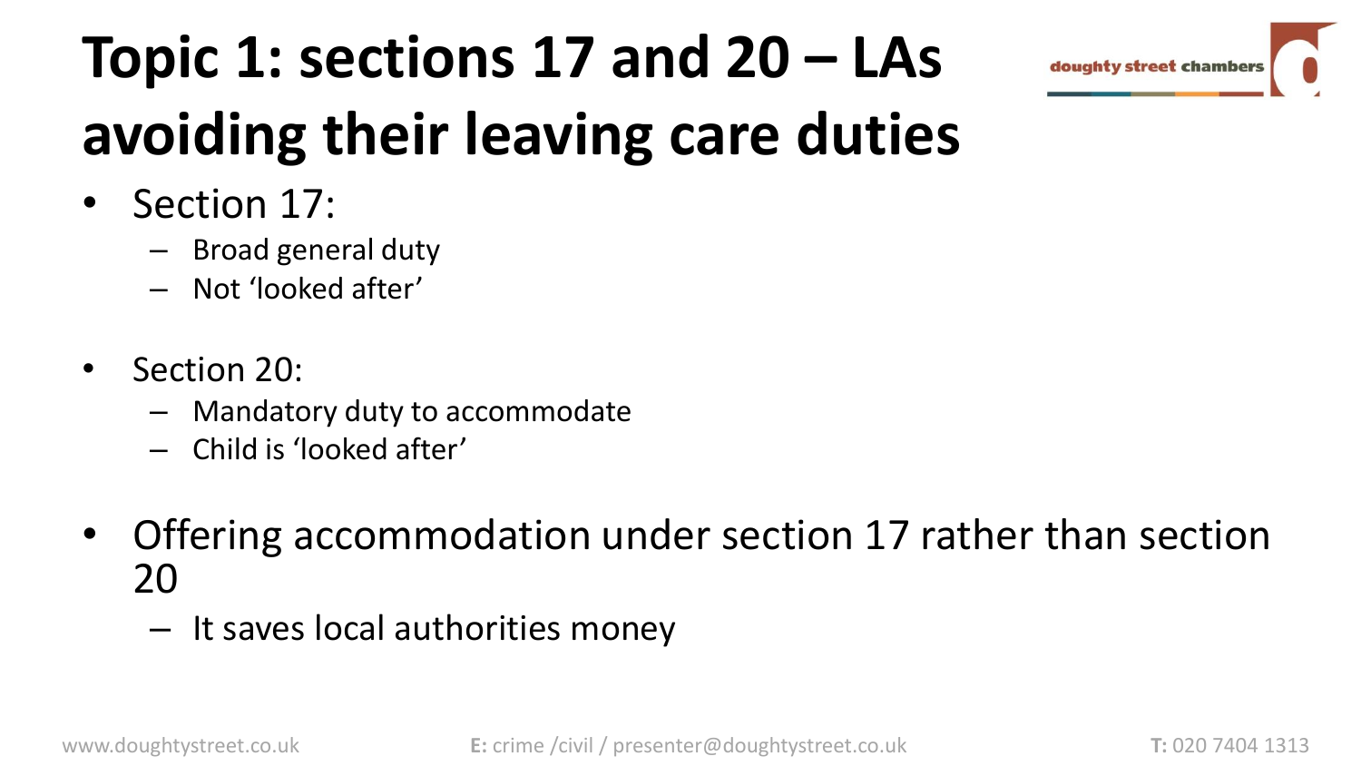# Topic 1: sections 17 and 20 – LAs avoiding their leaving care duties

- Section 17:
  - Broad general duty
  - Not 'looked after'

- Section 20:
  - Mandatory duty to accommodate
  - Child is 'looked after'

- Offering accommodation under section 17 rather than section 20
  - It saves local authorities money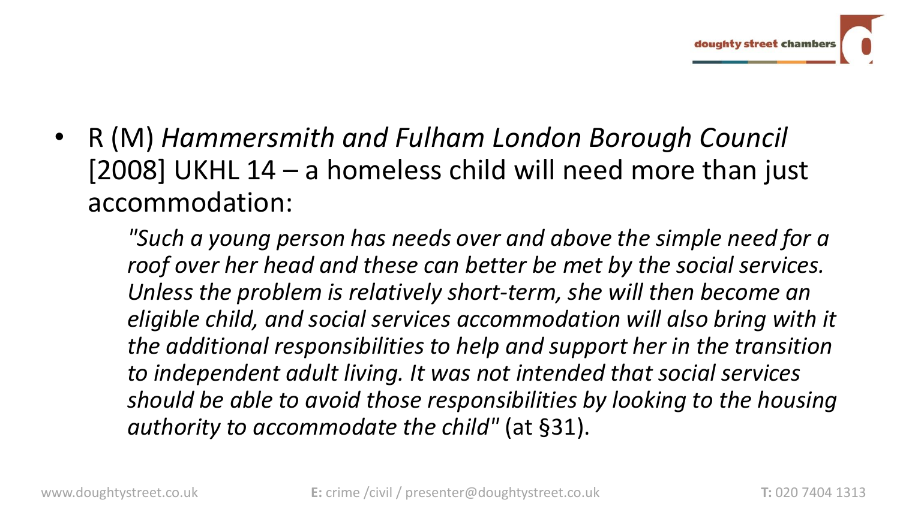- R (M) *Hammersmith and Fulham London Borough Council* [2008] UKHL 14 – a homeless child will need more than just accommodation:

  *"Such a young person has needs over and above the simple need for a roof over her head and these can better be met by the social services. Unless the problem is relatively short-term, she will then become an eligible child, and social services accommodation will also bring with it the additional responsibilities to help and support her in the transition to independent adult living. It was not intended that social services should be able to avoid those responsibilities by looking to the housing authority to accommodate the child"* (at §31).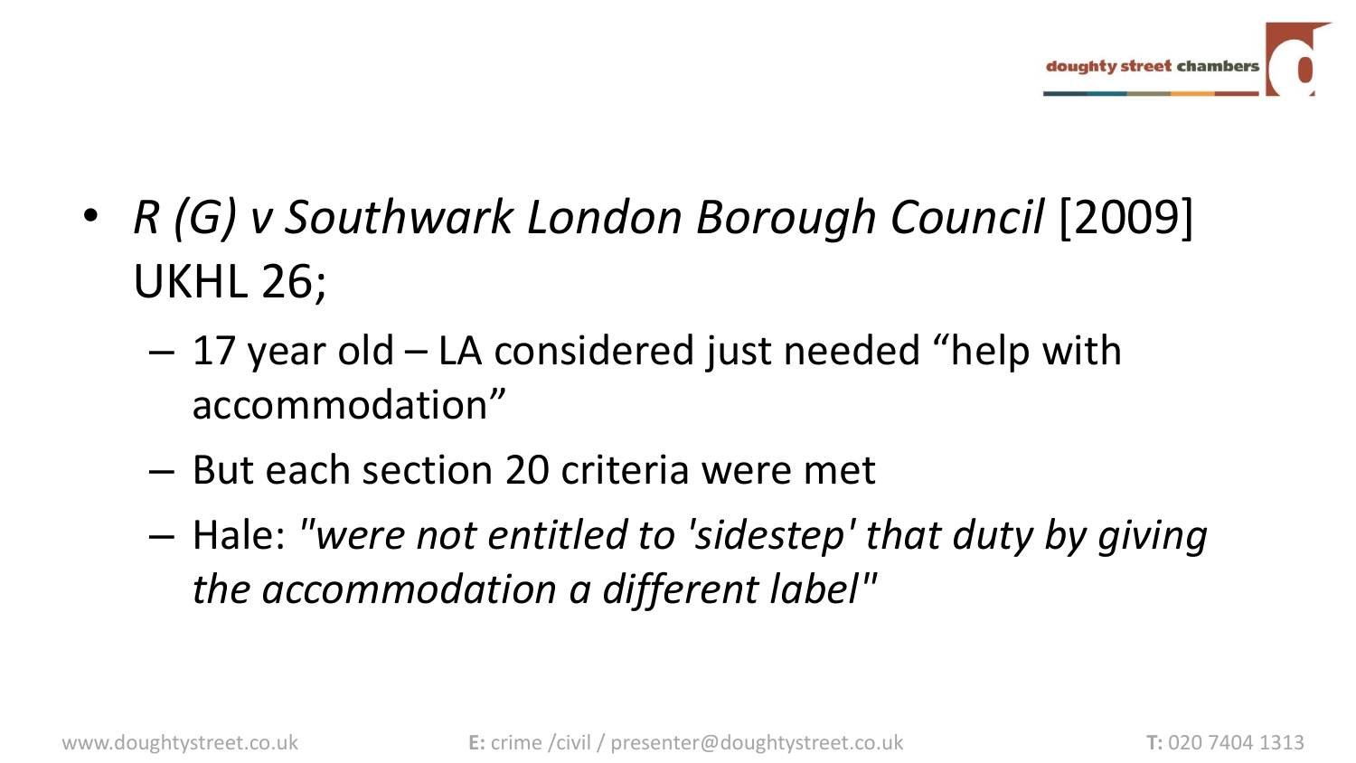- *R (G) v Southwark London Borough Council* [2009] UKHL 26;
  - 17 year old – LA considered just needed "help with accommodation"
  - But each section 20 criteria were met
  - Hale: *"were not entitled to 'sidestep' that duty by giving the accommodation a different label"*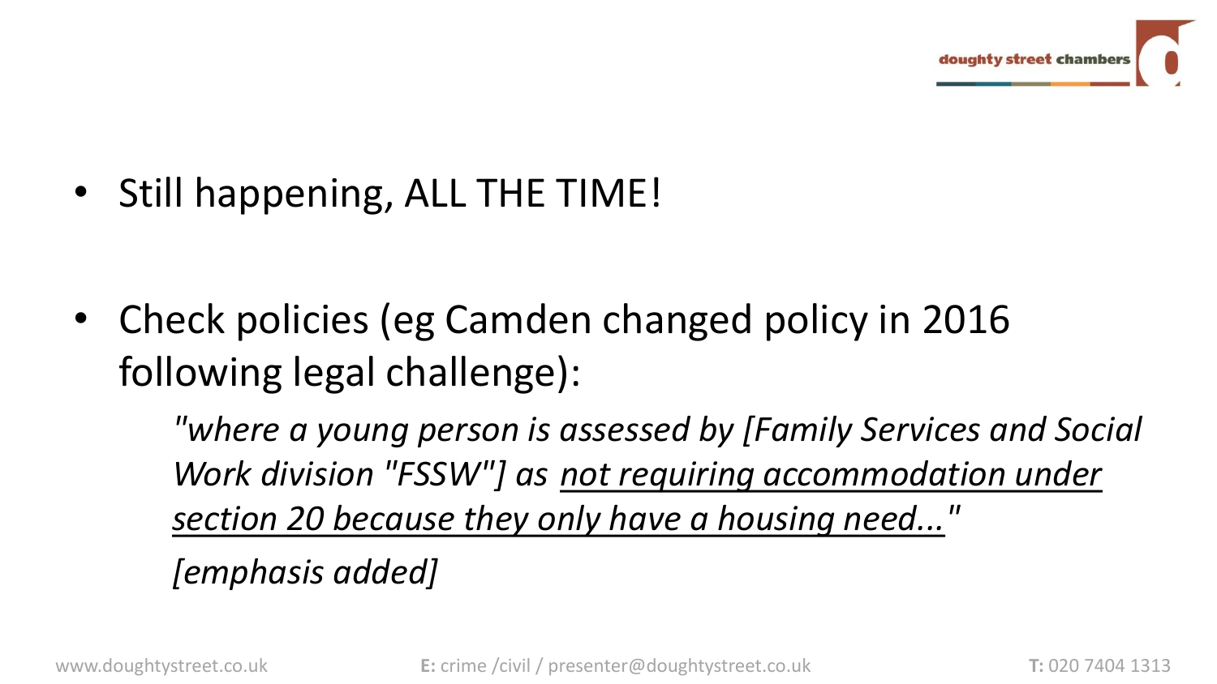- Still happening, ALL THE TIME!

- Check policies (eg Camden changed policy in 2016 following legal challenge):

  *"where a young person is assessed by [Family Services and Social Work division "FSSW"] as* ***not requiring accommodation under section 20 because they only have a housing need..."***

  *[emphasis added]*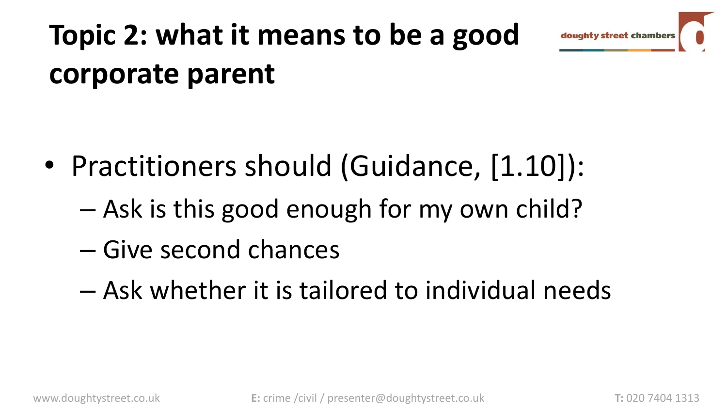# Topic 2: what it means to be a good corporate parent

- Practitioners should (Guidance, [1.10]):
  - Ask is this good enough for my own child?
  - Give second chances
  - Ask whether it is tailored to individual needs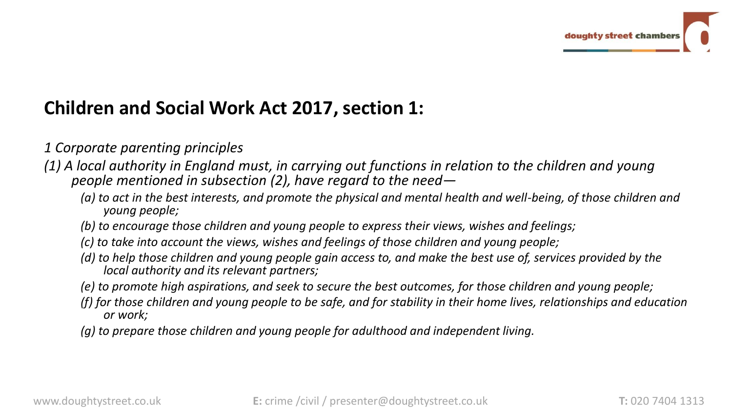## Children and Social Work Act 2017, section 1:

*1 Corporate parenting principles*

*(1) A local authority in England must, in carrying out functions in relation to the children and young people mentioned in subsection (2), have regard to the need—*

- *(a) to act in the best interests, and promote the physical and mental health and well-being, of those children and young people;*
- *(b) to encourage those children and young people to express their views, wishes and feelings;*
- *(c) to take into account the views, wishes and feelings of those children and young people;*
- *(d) to help those children and young people gain access to, and make the best use of, services provided by the local authority and its relevant partners;*
- *(e) to promote high aspirations, and seek to secure the best outcomes, for those children and young people;*
- *(f) for those children and young people to be safe, and for stability in their home lives, relationships and education or work;*
- *(g) to prepare those children and young people for adulthood and independent living.*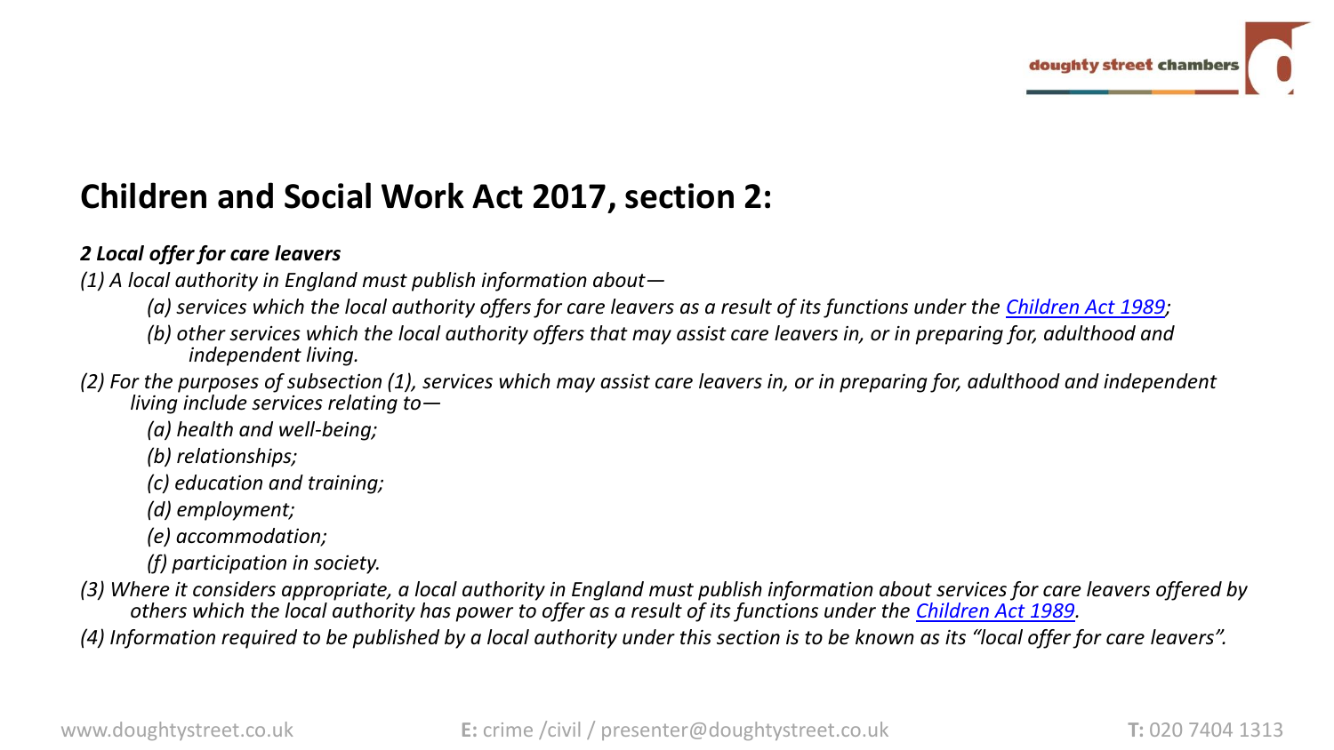## Children and Social Work Act 2017, section 2:

***2 Local offer for care leavers***

*(1) A local authority in England must publish information about—*

> *(a) services which the local authority offers for care leavers as a result of its functions under the [Children Act 1989](#);*
>
> *(b) other services which the local authority offers that may assist care leavers in, or in preparing for, adulthood and independent living.*

*(2) For the purposes of subsection (1), services which may assist care leavers in, or in preparing for, adulthood and independent living include services relating to—*

> *(a) health and well-being;*
>
> *(b) relationships;*
>
> *(c) education and training;*
>
> *(d) employment;*
>
> *(e) accommodation;*
>
> *(f) participation in society.*

*(3) Where it considers appropriate, a local authority in England must publish information about services for care leavers offered by others which the local authority has power to offer as a result of its functions under the [Children Act 1989](#).*

*(4) Information required to be published by a local authority under this section is to be known as its "local offer for care leavers".*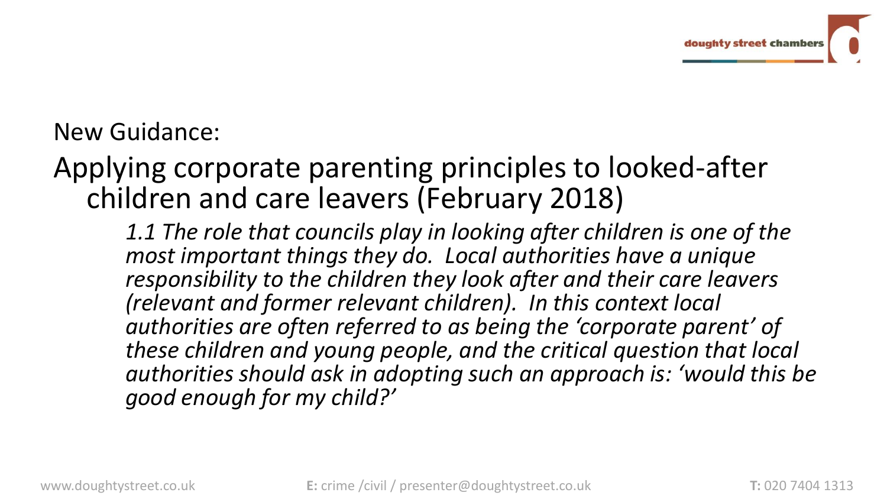New Guidance:

## Applying corporate parenting principles to looked-after children and care leavers (February 2018)

*1.1 The role that councils play in looking after children is one of the most important things they do. Local authorities have a unique responsibility to the children they look after and their care leavers (relevant and former relevant children). In this context local authorities are often referred to as being the 'corporate parent' of these children and young people, and the critical question that local authorities should ask in adopting such an approach is: 'would this be good enough for my child?'*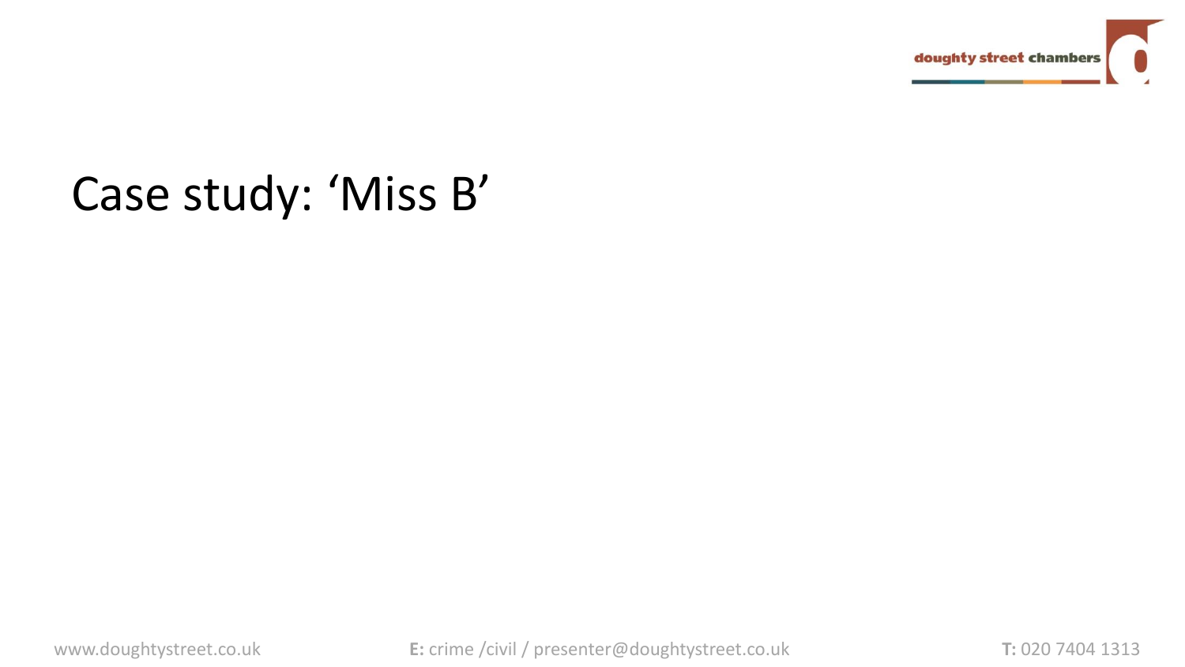# Case study: ‘Miss B’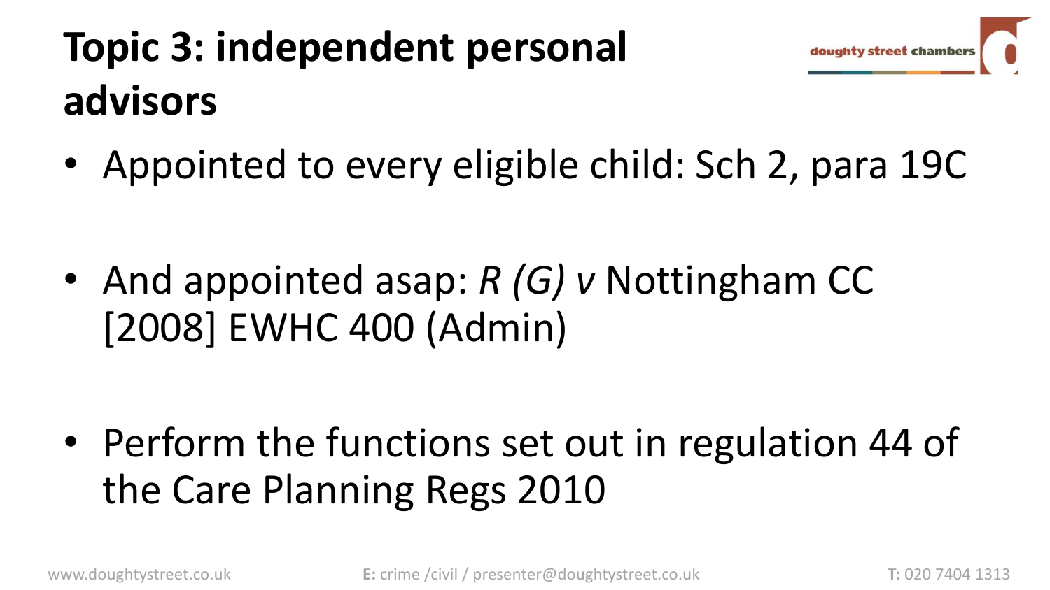# Topic 3: independent personal advisors

- Appointed to every eligible child: Sch 2, para 19C
- And appointed asap: *R (G) v* Nottingham CC [2008] EWHC 400 (Admin)
- Perform the functions set out in regulation 44 of the Care Planning Regs 2010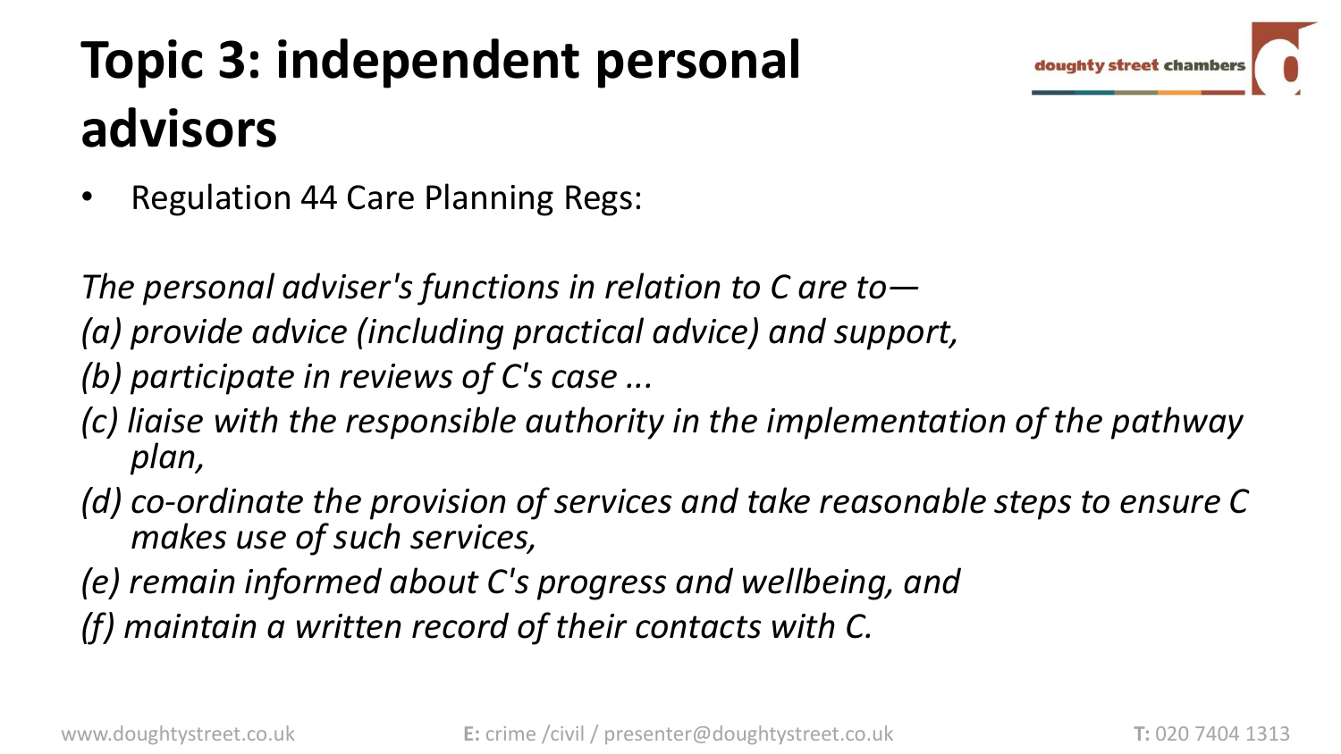# Topic 3: independent personal advisors

- Regulation 44 Care Planning Regs:

*The personal adviser's functions in relation to C are to—*

*(a) provide advice (including practical advice) and support,*

*(b) participate in reviews of C's case ...*

*(c) liaise with the responsible authority in the implementation of the pathway plan,*

*(d) co-ordinate the provision of services and take reasonable steps to ensure C makes use of such services,*

*(e) remain informed about C's progress and wellbeing, and*

*(f) maintain a written record of their contacts with C.*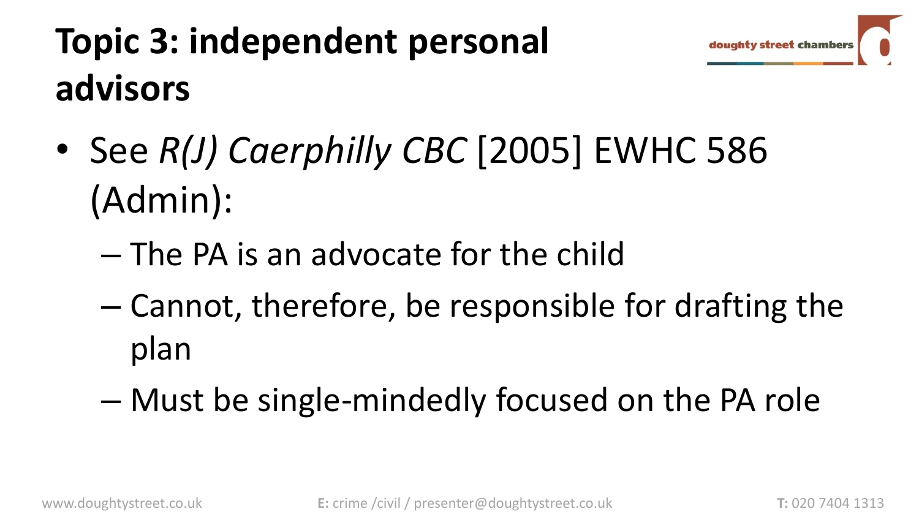# Topic 3: independent personal advisors

- See *R(J) Caerphilly CBC* [2005] EWHC 586 (Admin):
  - The PA is an advocate for the child
  - Cannot, therefore, be responsible for drafting the plan
  - Must be single-mindedly focused on the PA role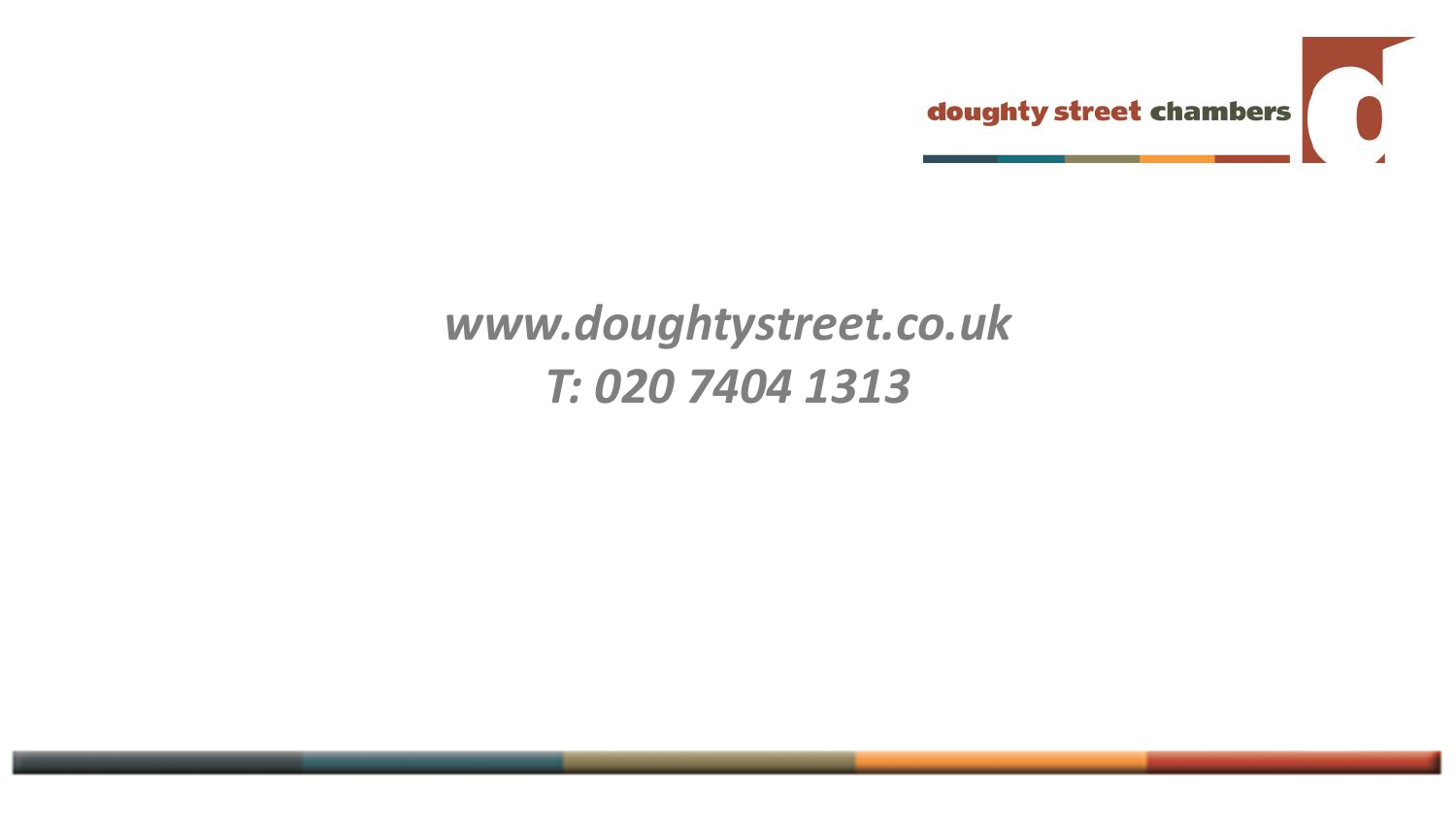doughty street chambers

*www.doughtystreet.co.uk*
*T: 020 7404 1313*